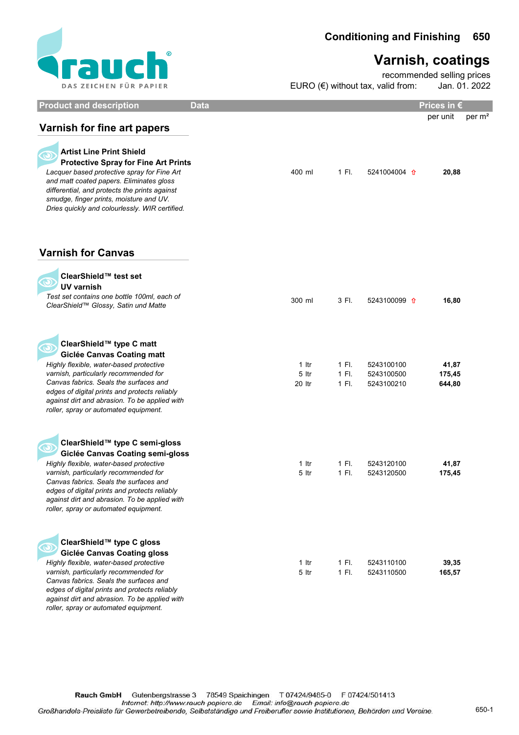# Conditioning and Finishing 650

## Varnish, coatings

recommended selling prices
EURO (€) without tax, valid from: Jan. 01. 2022

| Product and description | Data | | | Prices in € per unit | per m² |
|---|---|---|---|---|---|
| **Varnish for fine art papers** | | | | | |
| **Artist Line Print Shield**<br>**Protective Spray for Fine Art Prints**<br>*Lacquer based protective spray for Fine Art and matt coated papers. Eliminates gloss differential, and protects the prints against smudge, finger prints, moisture and UV. Dries quickly and colourlessly. WIR certified.* | 400 ml | 1 Fl. | 5241004004 ⇧ | **20,88** | |
| **Varnish for Canvas** | | | | | |
| **ClearShield™ test set**<br>**UV varnish**<br>*Test set contains one bottle 100ml, each of ClearShield™ Glossy, Satin und Matte* | 300 ml | 3 Fl. | 5243100099 ⇧ | **16,80** | |
| **ClearShield™ type C matt**<br>**Giclée Canvas Coating matt**<br>*Highly flexible, water-based protective varnish, particularly recommended for Canvas fabrics. Seals the surfaces and edges of digital prints and protects reliably against dirt and abrasion. To be applied with roller, spray or automated equipment.* | 1 ltr | 1 Fl. | 5243100100 | **41,87** | |
| | 5 ltr | 1 Fl. | 5243100500 | **175,45** | |
| | 20 ltr | 1 Fl. | 5243100210 | **644,80** | |
| **ClearShield™ type C semi-gloss**<br>**Giclée Canvas Coating semi-gloss**<br>*Highly flexible, water-based protective varnish, particularly recommended for Canvas fabrics. Seals the surfaces and edges of digital prints and protects reliably against dirt and abrasion. To be applied with roller, spray or automated equipment.* | 1 ltr | 1 Fl. | 5243120100 | **41,87** | |
| | 5 ltr | 1 Fl. | 5243120500 | **175,45** | |
| **ClearShield™ type C gloss**<br>**Giclée Canvas Coating gloss**<br>*Highly flexible, water-based protective varnish, particularly recommended for Canvas fabrics. Seals the surfaces and edges of digital prints and protects reliably against dirt and abrasion. To be applied with roller, spray or automated equipment.* | 1 ltr | 1 Fl. | 5243110100 | **39,35** | |
| | 5 ltr | 1 Fl. | 5243110500 | **165,57** | |

**Rauch GmbH** Gutenbergstrasse 3 78549 Spaichingen T 07424/9485-0 F 07424/501413
*Internet: http://www.rauch-papiere.de Email: info@rauch-papiere.de*
*Großhandels-Preisliste für Gewerbetreibende, Selbstständige und Freiberufler sowie Institutionen, Behörden und Vereine.*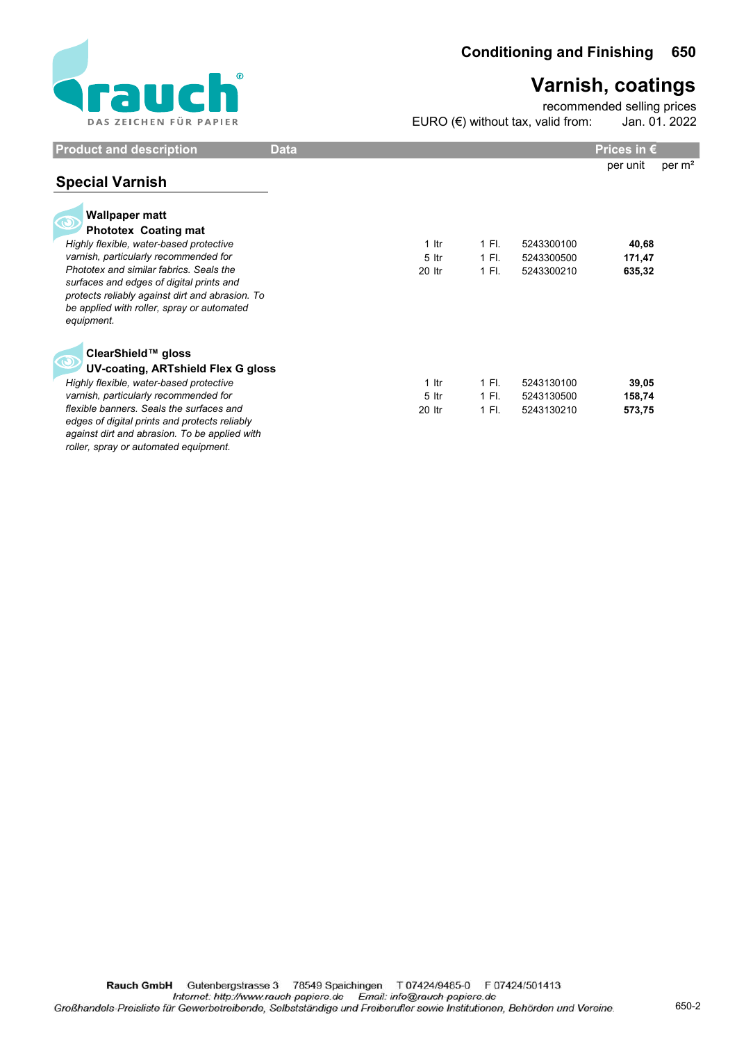# Conditioning and Finishing 650

## Varnish, coatings

recommended selling prices
EURO (€) without tax, valid from: Jan. 01. 2022

| Product and description | Data | | | Prices in € per unit | per m² |
|---|---|---|---|---|---|

### Special Varnish

**Wallpaper matt**
**Phototex Coating mat**

*Highly flexible, water-based protective varnish, particularly recommended for Phototex and similar fabrics. Seals the surfaces and edges of digital prints and protects reliably against dirt and abrasion. To be applied with roller, spray or automated equipment.*

| | | | per unit | per m² |
|---|---|---|---|---|
| 1 ltr | 1 Fl. | 5243300100 | **40,68** | |
| 5 ltr | 1 Fl. | 5243300500 | **171,47** | |
| 20 ltr | 1 Fl. | 5243300210 | **635,32** | |

**ClearShield™ gloss**
**UV-coating, ARTshield Flex G gloss**

*Highly flexible, water-based protective varnish, particularly recommended for flexible banners. Seals the surfaces and edges of digital prints and protects reliably against dirt and abrasion. To be applied with roller, spray or automated equipment.*

| | | | per unit | per m² |
|---|---|---|---|---|
| 1 ltr | 1 Fl. | 5243130100 | **39,05** | |
| 5 ltr | 1 Fl. | 5243130500 | **158,74** | |
| 20 ltr | 1 Fl. | 5243130210 | **573,75** | |

**Rauch GmbH** Gutenbergstrasse 3 78549 Spaichingen T 07424/9485-0 F 07424/501413
Internet: http://www.rauch-papiere.de Email: info@rauch-papiere.de
Großhandels-Preisliste für Gewerbetreibende, Selbstständige und Freiberufler sowie Institutionen, Behörden und Vereine.